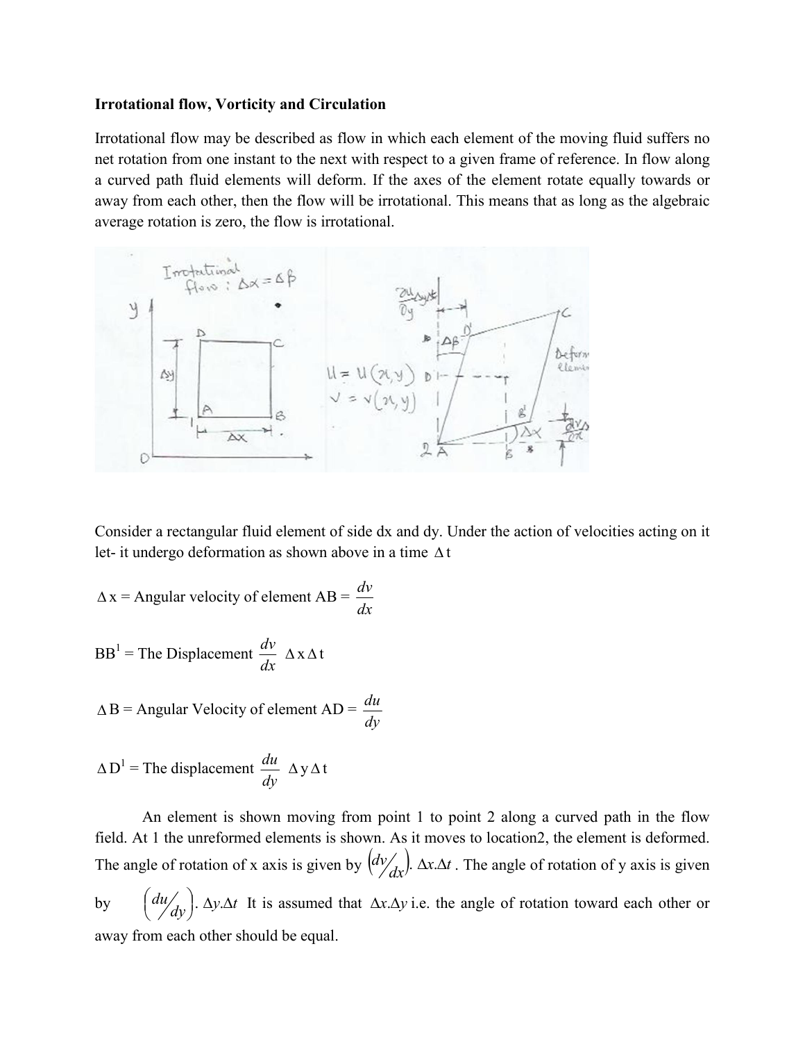**Irrotational flow, Vorticity and Circulation**

Irrotational flow may be described as flow in which each element of the moving fluid suffers no net rotation from one instant to the next with respect to a given frame of reference. In flow along a curved path fluid elements will deform. If the axes of the element rotate equally towards or away from each other, then the flow will be irrotational. This means that as long as the algebraic average rotation is zero, the flow is irrotational.

Consider a rectangular fluid element of side dx and dy. Under the action of velocities acting on it let- it undergo deformation as shown above in a time $\Delta t$

$\Delta x$ = Angular velocity of element AB = $\dfrac{dv}{dx}$

$BB^1$ = The Displacement $\dfrac{dv}{dx} \Delta x \Delta t$

$\Delta B$ = Angular Velocity of element AD = $\dfrac{du}{dy}$

$\Delta D^1$ = The displacement $\dfrac{du}{dy} \Delta y \Delta t$

An element is shown moving from point 1 to point 2 along a curved path in the flow field. At 1 the unreformed elements is shown. As it moves to location2, the element is deformed. The angle of rotation of x axis is given by $\left(dv/_{dx}\right). \Delta x.\Delta t$ . The angle of rotation of y axis is given by $\left(du/_{dy}\right). \Delta y.\Delta t$ It is assumed that $\Delta x.\Delta y$ i.e. the angle of rotation toward each other or away from each other should be equal.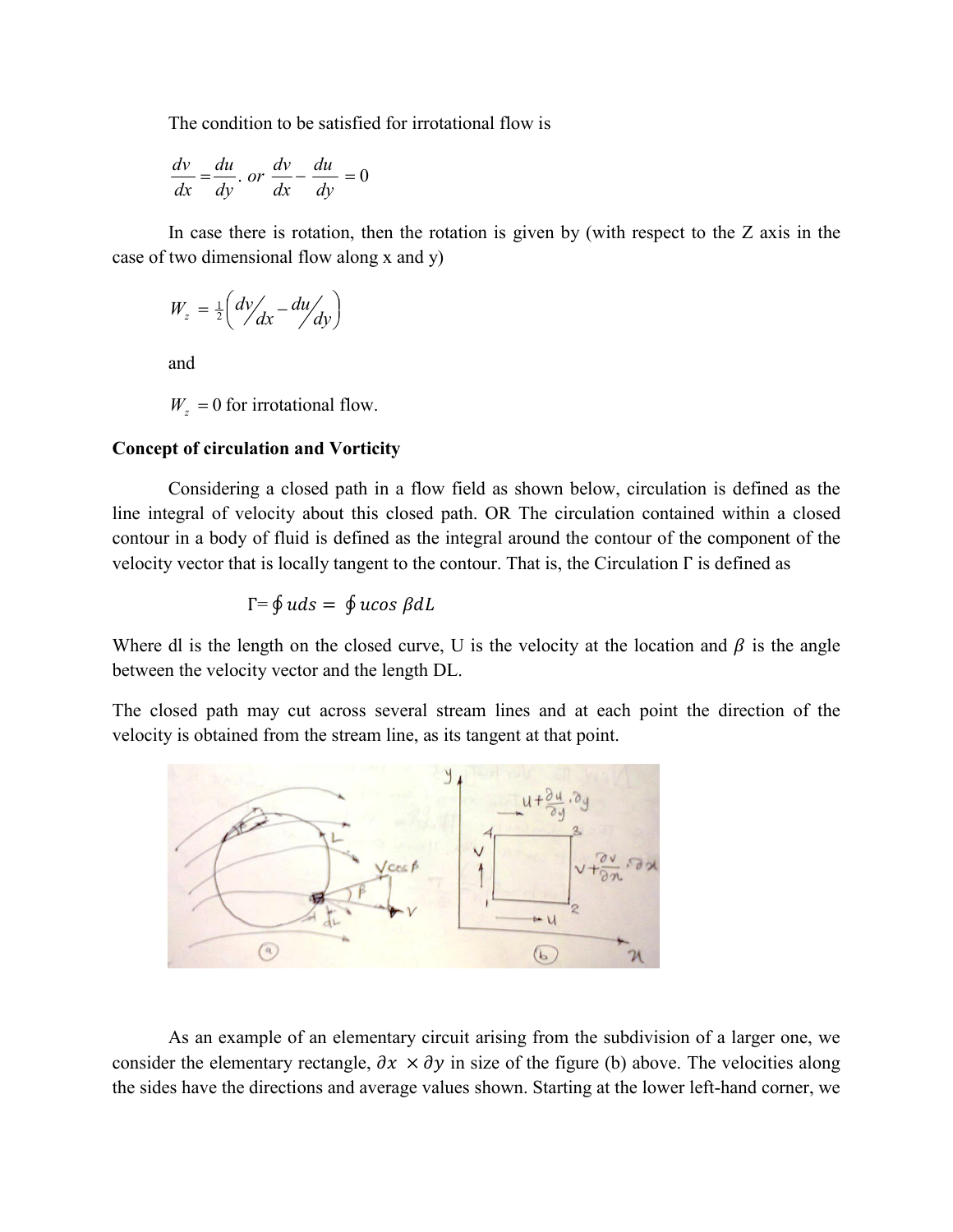The condition to be satisfied for irrotational flow is

$$\frac{dv}{dx} = \frac{du}{dy}. \; or \; \frac{dv}{dx} - \frac{du}{dy} = 0$$

In case there is rotation, then the rotation is given by (with respect to the Z axis in the case of two dimensional flow along x and y)

$$W_z = \frac{1}{2}\left( \frac{dv}{dx} - \frac{du}{dy} \right)$$

and

$W_z = 0$ for irrotational flow.

**Concept of circulation and Vorticity**

Considering a closed path in a flow field as shown below, circulation is defined as the line integral of velocity about this closed path. OR The circulation contained within a closed contour in a body of fluid is defined as the integral around the contour of the component of the velocity vector that is locally tangent to the contour. That is, the Circulation $\Gamma$ is defined as

$$\Gamma = \oint u ds = \oint u \cos \beta dL$$

Where dl is the length on the closed curve, U is the velocity at the location and $\beta$ is the angle between the velocity vector and the length DL.

The closed path may cut across several stream lines and at each point the direction of the velocity is obtained from the stream line, as its tangent at that point.

As an example of an elementary circuit arising from the subdivision of a larger one, we consider the elementary rectangle, $\partial x \times \partial y$ in size of the figure (b) above. The velocities along the sides have the directions and average values shown. Starting at the lower left-hand corner, we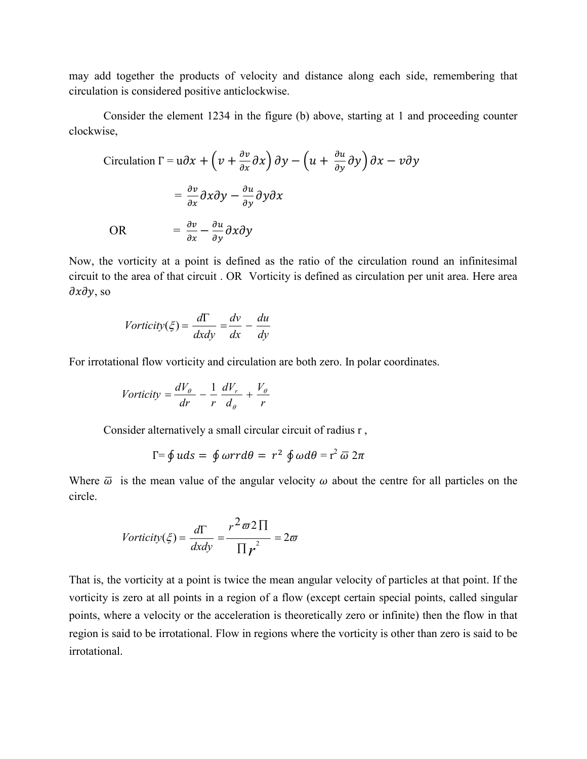may add together the products of velocity and distance along each side, remembering that circulation is considered positive anticlockwise.

Consider the element 1234 in the figure (b) above, starting at 1 and proceeding counter clockwise,

$$\text{Circulation } \Gamma = u\partial x + \left(v + \frac{\partial v}{\partial x}\partial x\right)\partial y - \left(u + \frac{\partial u}{\partial y}\partial y\right)\partial x - v\partial y$$

$$= \frac{\partial v}{\partial x}\partial x\partial y - \frac{\partial u}{\partial y}\partial y\partial x$$

OR

$$= \frac{\partial v}{\partial x} - \frac{\partial u}{\partial y}\partial x\partial y$$

Now, the vorticity at a point is defined as the ratio of the circulation round an infinitesimal circuit to the area of that circuit . OR Vorticity is defined as circulation per unit area. Here area $\partial x\partial y$, so

$$Vorticity(\xi) = \frac{d\Gamma}{dxdy} = \frac{dv}{dx} - \frac{du}{dy}$$

For irrotational flow vorticity and circulation are both zero. In polar coordinates.

$$Vorticity = \frac{dV_\theta}{dr} - \frac{1}{r}\frac{dV_r}{d_\theta} + \frac{V_\theta}{r}$$

Consider alternatively a small circular circuit of radius r ,

$$\Gamma = \oint uds = \oint \omega r r d\theta = r^2 \oint \omega d\theta = r^2\, \overline{\omega}\, 2\pi$$

Where $\overline{\omega}$ is the mean value of the angular velocity $\omega$ about the centre for all particles on the circle.

$$Vorticity(\xi) = \frac{d\Gamma}{dxdy} = \frac{r^2 \varpi 2\Pi}{\Pi r^2} = 2\varpi$$

That is, the vorticity at a point is twice the mean angular velocity of particles at that point. If the vorticity is zero at all points in a region of a flow (except certain special points, called singular points, where a velocity or the acceleration is theoretically zero or infinite) then the flow in that region is said to be irrotational. Flow in regions where the vorticity is other than zero is said to be irrotational.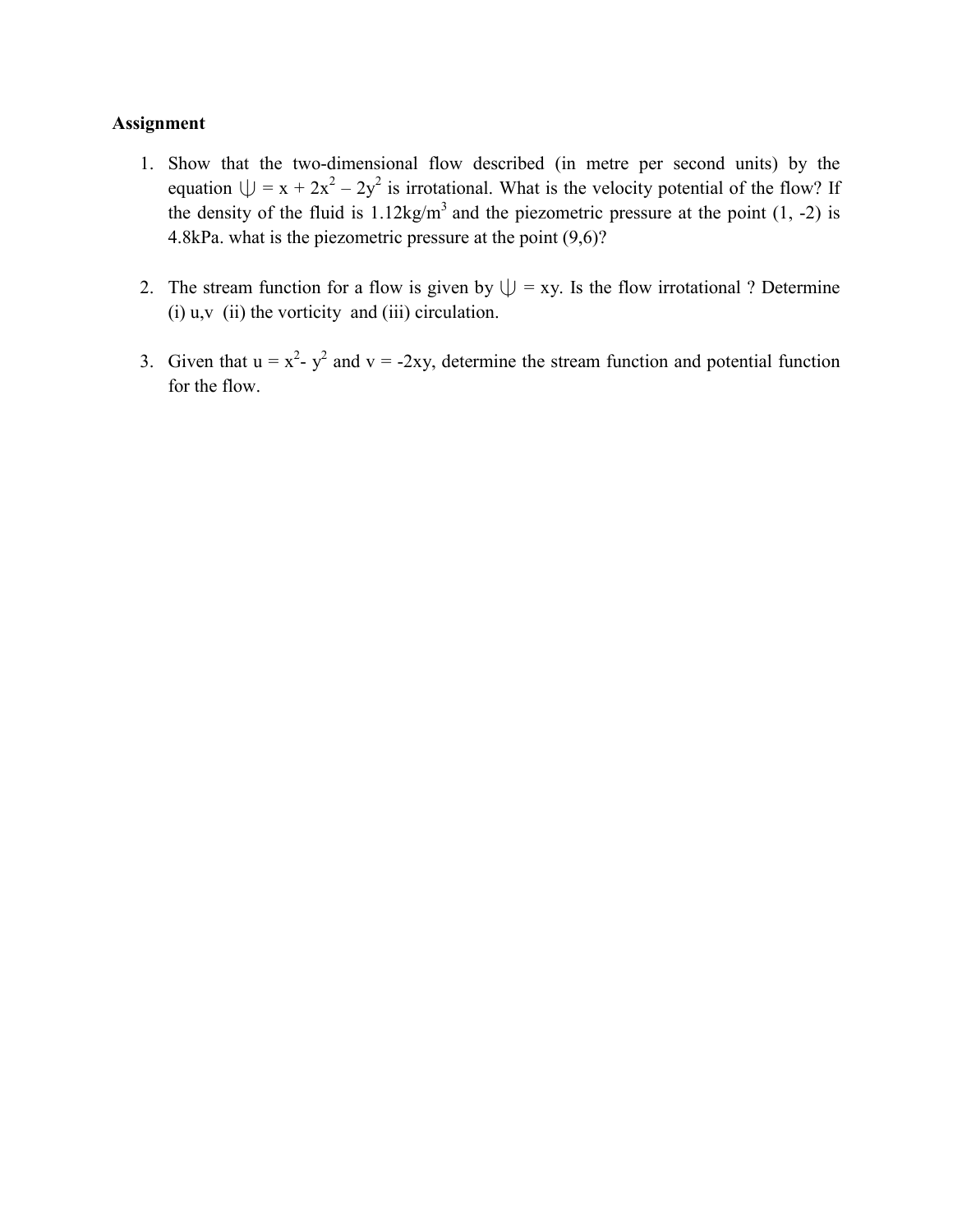**Assignment**

1. Show that the two-dimensional flow described (in metre per second units) by the equation $\psi = x + 2x^2 - 2y^2$ is irrotational. What is the velocity potential of the flow? If the density of the fluid is $1.12 kg/m^3$ and the piezometric pressure at the point (1, -2) is 4.8kPa. what is the piezometric pressure at the point (9,6)?

2. The stream function for a flow is given by $\psi = xy$. Is the flow irrotational ? Determine (i) u,v (ii) the vorticity and (iii) circulation.

3. Given that $u = x^2 - y^2$ and $v = -2xy$, determine the stream function and potential function for the flow.